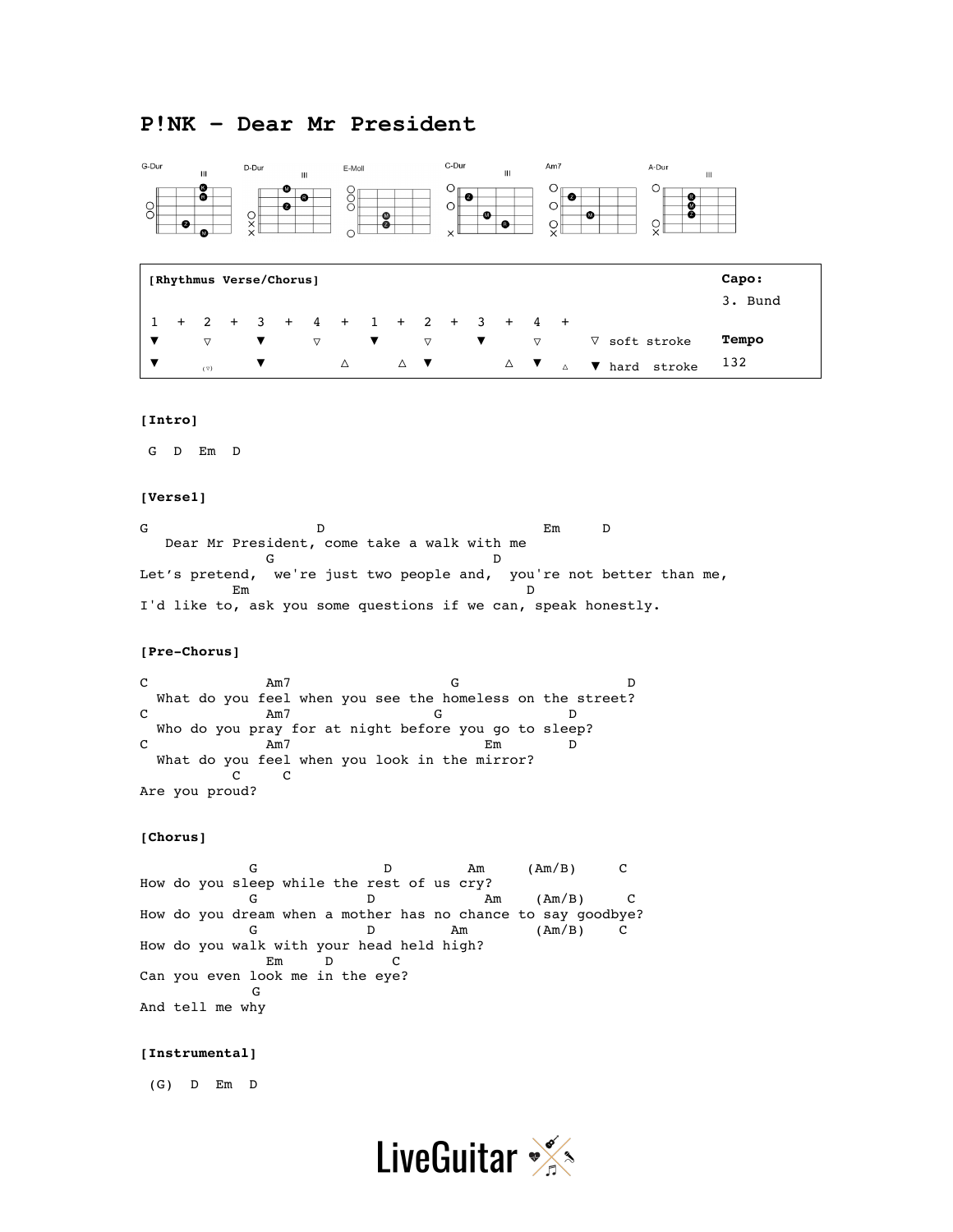# P!NK – Dear Mr President

G-Dur, D-Dur, E-Moll, C-Dur, Am7, A-Dur

```
[Rhythmus Verse/Chorus]                                           Capo:
                                                                  3. Bund
1  +  2  +  3  +  4  +  1  +  2  +  3  +  4  +
▼     ▽     ▼     ▽     ▼     ▽     ▼     ▽      ▽ soft stroke    Tempo
▼     (▽)   ▼        △     △  ▼        △  ▼  △   ▼ hard  stroke   132
```

**[Intro]**

```
 G  D  Em  D
```

**[Verse1]**

```
G                    D                            Em     D
   Dear Mr President, come take a walk with me
              G                        D
Let’s pretend,  we're just two people and,  you're not better than me,
          Em                                 D
I'd like to, ask you some questions if we can, speak honestly.
```

**[Pre-Chorus]**

```
C              Am7                   G                   D
  What do you feel when you see the homeless on the street?
C              Am7                 G             D
  Who do you pray for at night before you go to sleep?
C              Am7                        Em         D
  What do you feel when you look in the mirror?
           C     C
Are you proud?
```

**[Chorus]**

```
             G               D          Am     (Am/B)     C
How do you sleep while the rest of us cry?
             G             D              Am    (Am/B)     C
How do you dream when a mother has no chance to say goodbye?
             G             D           Am         (Am/B)    C
How do you walk with your head held high?
               Em     D       C
Can you even look me in the eye?
             G
And tell me why
```

**[Instrumental]**

```
 (G)  D  Em  D
```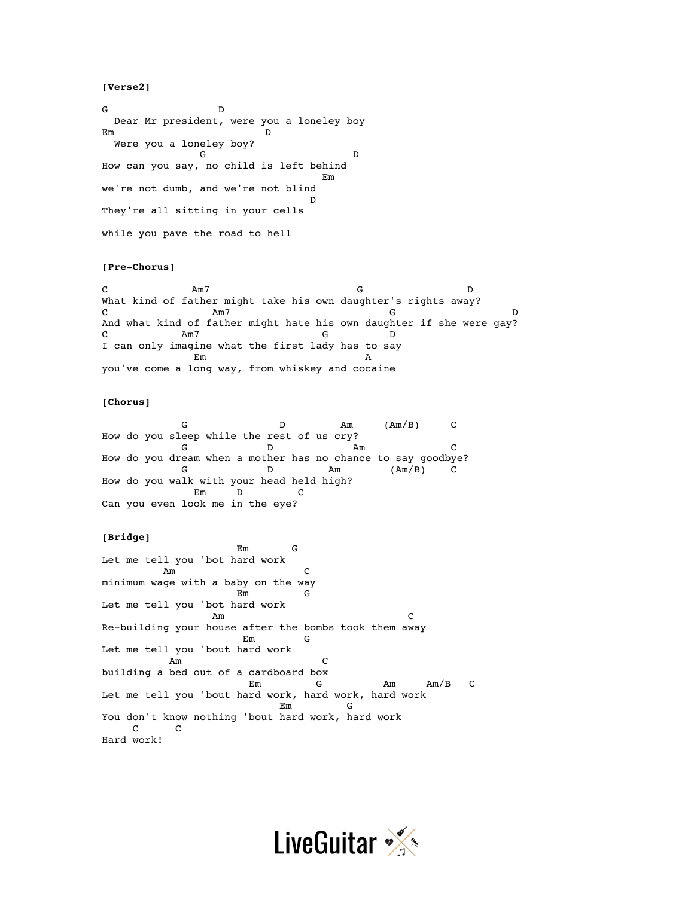**[Verse2]**

```
G                  D
  Dear Mr president, were you a loneley boy
Em                       D
  Were you a loneley boy?
               G                        D
How can you say, no child is left behind
                                      Em
we're not dumb, and we're not blind
                                    D
They're all sitting in your cells

while you pave the road to hell
```

**[Pre-Chorus]**

```
C             Am7                         G                 D
What kind of father might take his own daughter's rights away?
C                 Am7                          G                    D
And what kind of father might hate his own daughter if she were gay?
C            Am7                   G          D
I can only imagine what the first lady has to say
               Em                          A
you've come a long way, from whiskey and cocaine
```

**[Chorus]**

```
             G               D          Am     (Am/B)     C
How do you sleep while the rest of us cry?
             G             D             Am              C
How do you dream when a mother has no chance to say goodbye?
             G             D         Am        (Am/B)    C
How do you walk with your head held high?
               Em     D         C
Can you even look me in the eye?
```

**[Bridge]**

```
                      Em       G
Let me tell you 'bot hard work
          Am                 C
minimum wage with a baby on the way
                      Em        G
Let me tell you 'bot hard work
                  Am                               C
Re-building your house after the bombs took them away
                       Em        G
Let me tell you 'bout hard work
           Am                   C
building a bed out of a cardboard box
                        Em         G           Am     Am/B   C
Let me tell you 'bout hard work, hard work, hard work
                             Em         G
You don't know nothing 'bout hard work, hard work
     C      C
Hard work!
```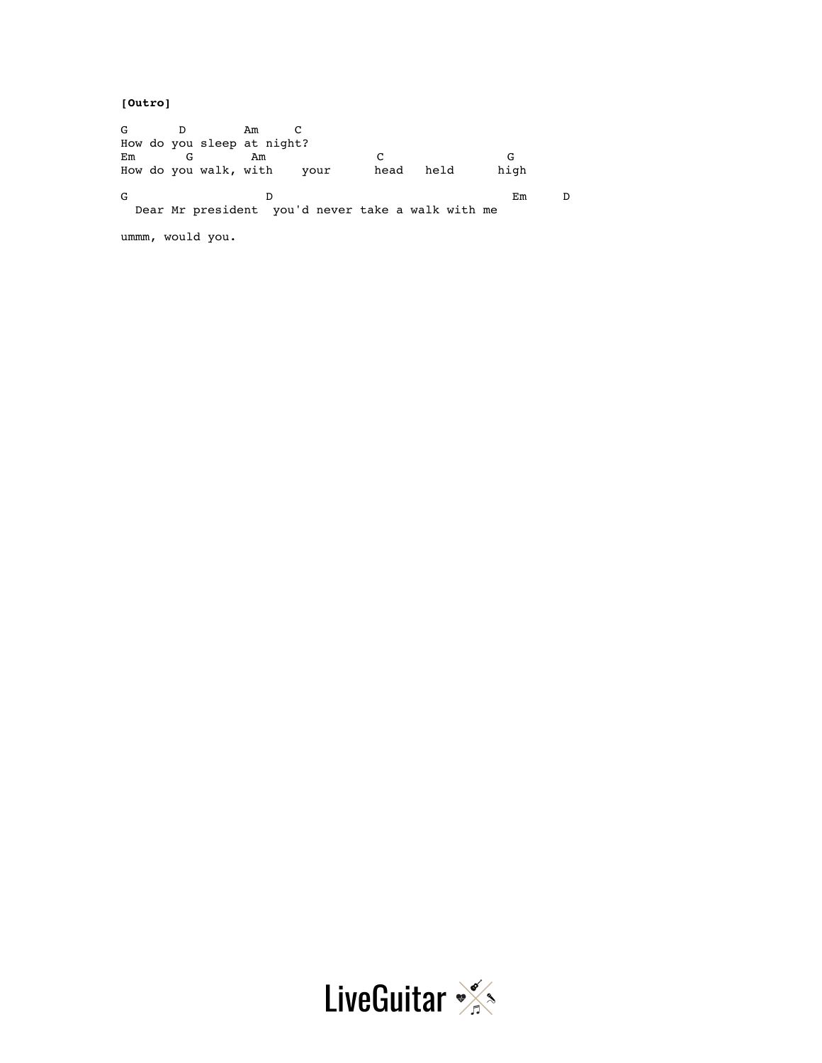**[Outro]**

```
G       D        Am     C
How do you sleep at night?
Em       G        Am                C                 G
How do you walk, with    your      head   held      high

G                   D                                 Em     D
  Dear Mr president  you'd never take a walk with me

ummm, would you.
```